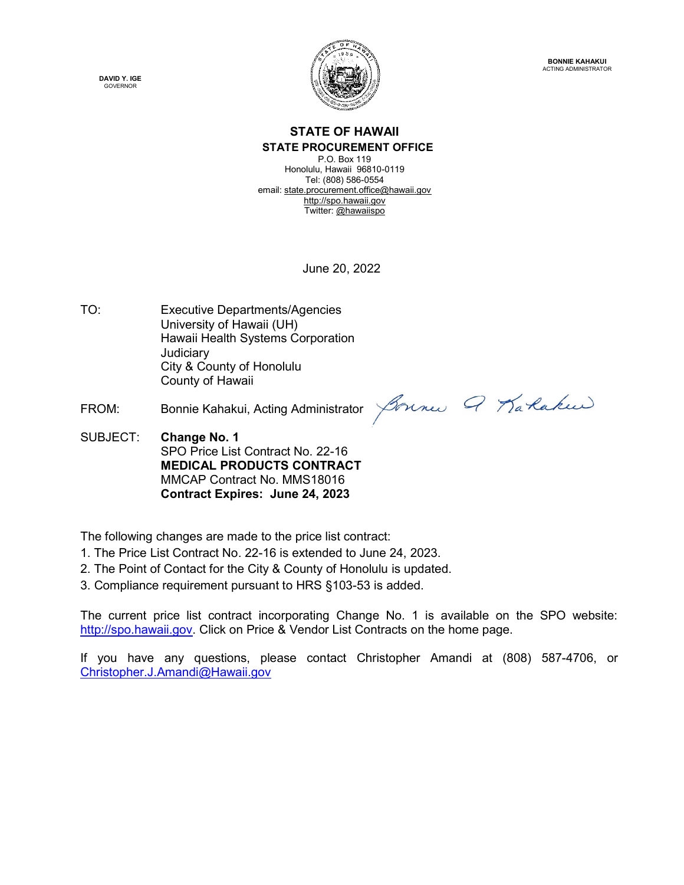DAVID Y. IGE
GOVERNOR

BONNIE KAHAKUI
ACTING ADMINISTRATOR

# STATE OF HAWAII
## STATE PROCUREMENT OFFICE

P.O. Box 119
Honolulu, Hawaii 96810-0119
Tel: (808) 586-0554
email: state.procurement.office@hawaii.gov
http://spo.hawaii.gov
Twitter: @hawaiispo

June 20, 2022

TO: Executive Departments/Agencies
University of Hawaii (UH)
Hawaii Health Systems Corporation
Judiciary
City & County of Honolulu
County of Hawaii

FROM: Bonnie Kahakui, Acting Administrator

SUBJECT: **Change No. 1**
SPO Price List Contract No. 22-16
**MEDICAL PRODUCTS CONTRACT**
MMCAP Contract No. MMS18016
**Contract Expires: June 24, 2023**

The following changes are made to the price list contract:

1. The Price List Contract No. 22-16 is extended to June 24, 2023.
2. The Point of Contact for the City & County of Honolulu is updated.
3. Compliance requirement pursuant to HRS §103-53 is added.

The current price list contract incorporating Change No. 1 is available on the SPO website: http://spo.hawaii.gov. Click on Price & Vendor List Contracts on the home page.

If you have any questions, please contact Christopher Amandi at (808) 587-4706, or Christopher.J.Amandi@Hawaii.gov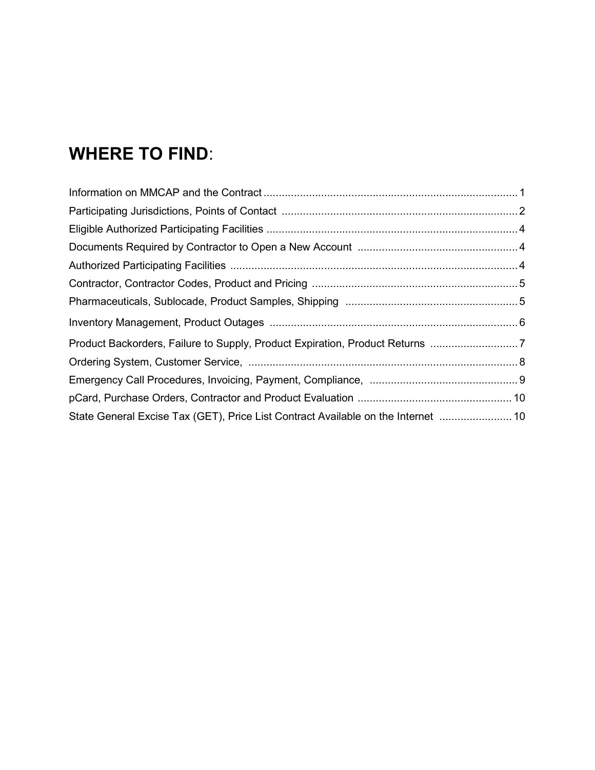# WHERE TO FIND:

Information on MMCAP and the Contract .................................................................................... 1

Participating Jurisdictions, Points of Contact .............................................................................. 2

Eligible Authorized Participating Facilities ................................................................................... 4

Documents Required by Contractor to Open a New Account ..................................................... 4

Authorized Participating Facilities ................................................................................................ 4

Contractor, Contractor Codes, Product and Pricing .................................................................... 5

Pharmaceuticals, Sublocade, Product Samples, Shipping ......................................................... 5

Inventory Management, Product Outages .................................................................................. 6

Product Backorders, Failure to Supply, Product Expiration, Product Returns ............................. 7

Ordering System, Customer Service, .......................................................................................... 8

Emergency Call Procedures, Invoicing, Payment, Compliance, ................................................. 9

pCard, Purchase Orders, Contractor and Product Evaluation ................................................... 10

State General Excise Tax (GET), Price List Contract Available on the Internet ........................ 10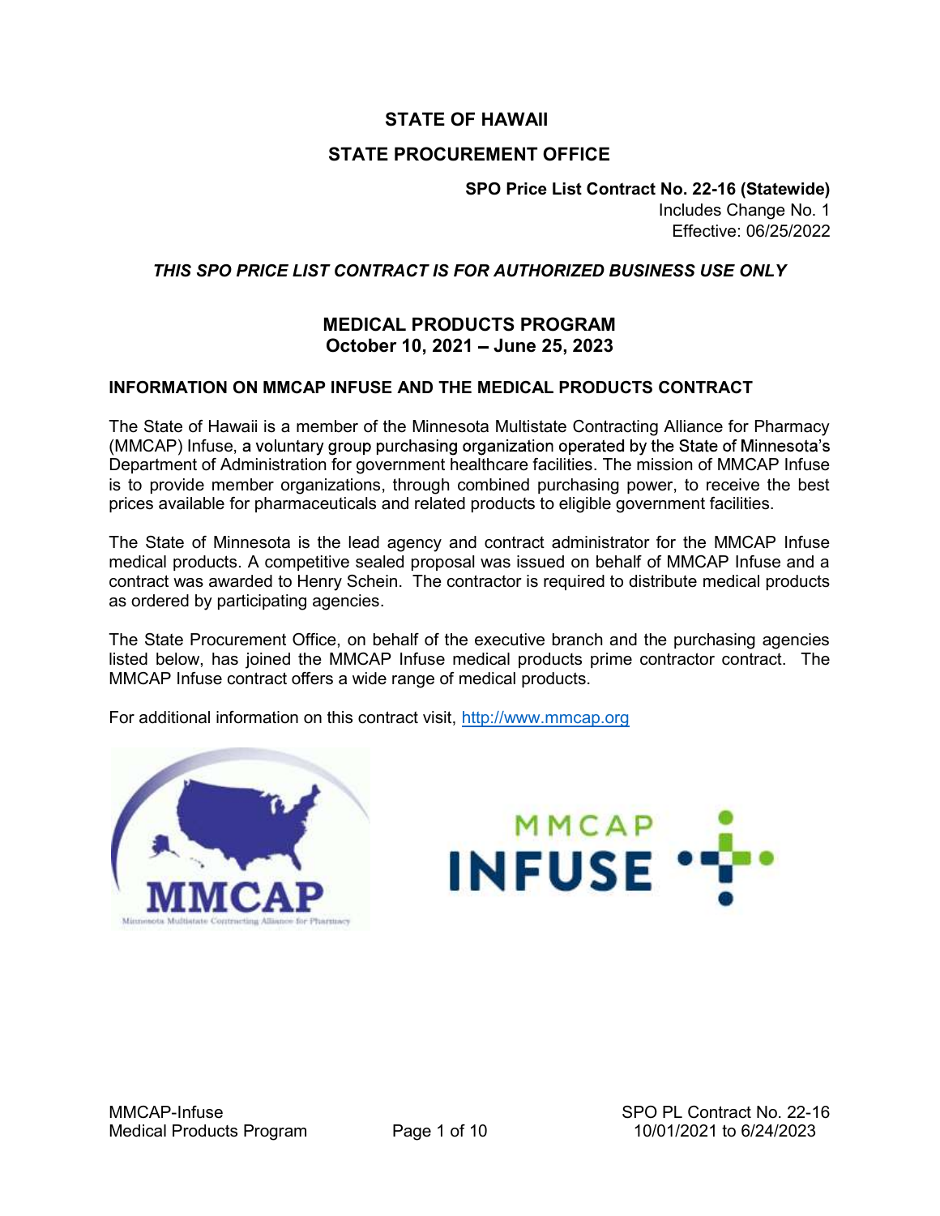# STATE OF HAWAII

## STATE PROCUREMENT OFFICE

**SPO Price List Contract No. 22-16 (Statewide)**
Includes Change No. 1
Effective: 06/25/2022

***THIS SPO PRICE LIST CONTRACT IS FOR AUTHORIZED BUSINESS USE ONLY***

## MEDICAL PRODUCTS PROGRAM
## October 10, 2021 – June 25, 2023

### INFORMATION ON MMCAP INFUSE AND THE MEDICAL PRODUCTS CONTRACT

The State of Hawaii is a member of the Minnesota Multistate Contracting Alliance for Pharmacy (MMCAP) Infuse, a voluntary group purchasing organization operated by the State of Minnesota's Department of Administration for government healthcare facilities. The mission of MMCAP Infuse is to provide member organizations, through combined purchasing power, to receive the best prices available for pharmaceuticals and related products to eligible government facilities.

The State of Minnesota is the lead agency and contract administrator for the MMCAP Infuse medical products. A competitive sealed proposal was issued on behalf of MMCAP Infuse and a contract was awarded to Henry Schein. The contractor is required to distribute medical products as ordered by participating agencies.

The State Procurement Office, on behalf of the executive branch and the purchasing agencies listed below, has joined the MMCAP Infuse medical products prime contractor contract. The MMCAP Infuse contract offers a wide range of medical products.

For additional information on this contract visit, http://www.mmcap.org

MMCAP
Minnesota Multistate Contracting Alliance for Pharmacy

MMCAP INFUSE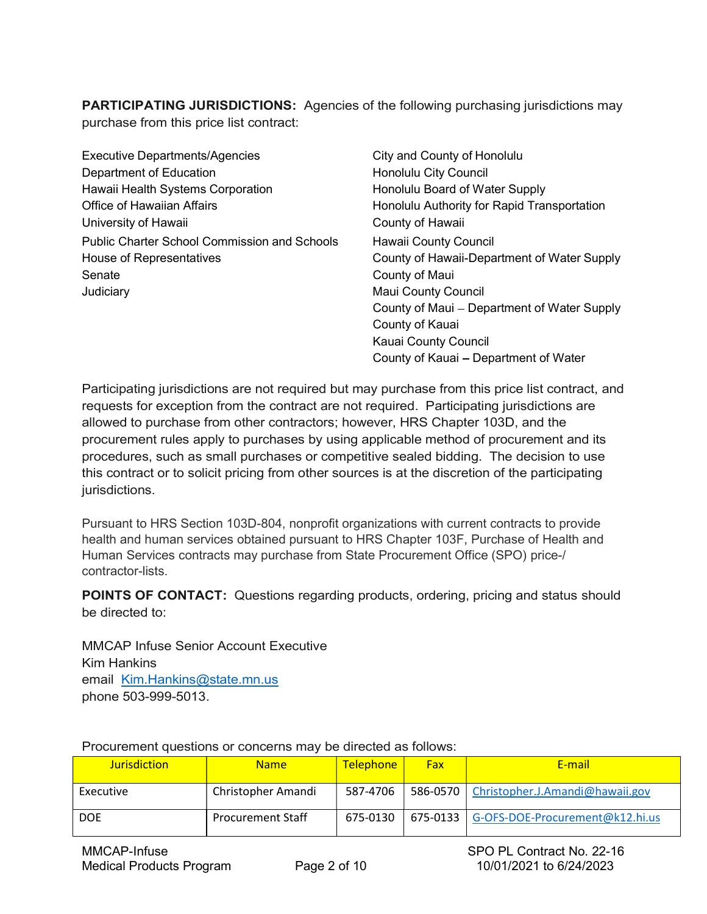**PARTICIPATING JURISDICTIONS:** Agencies of the following purchasing jurisdictions may purchase from this price list contract:

Executive Departments/Agencies
Department of Education
Hawaii Health Systems Corporation
Office of Hawaiian Affairs
University of Hawaii
Public Charter School Commission and Schools
House of Representatives
Senate
Judiciary

City and County of Honolulu
Honolulu City Council
Honolulu Board of Water Supply
Honolulu Authority for Rapid Transportation
County of Hawaii
Hawaii County Council
County of Hawaii-Department of Water Supply
County of Maui
Maui County Council
County of Maui – Department of Water Supply
County of Kauai
Kauai County Council
County of Kauai – Department of Water

Participating jurisdictions are not required but may purchase from this price list contract, and requests for exception from the contract are not required. Participating jurisdictions are allowed to purchase from other contractors; however, HRS Chapter 103D, and the procurement rules apply to purchases by using applicable method of procurement and its procedures, such as small purchases or competitive sealed bidding. The decision to use this contract or to solicit pricing from other sources is at the discretion of the participating jurisdictions.

Pursuant to HRS Section 103D-804, nonprofit organizations with current contracts to provide health and human services obtained pursuant to HRS Chapter 103F, Purchase of Health and Human Services contracts may purchase from State Procurement Office (SPO) price-/contractor-lists.

**POINTS OF CONTACT:** Questions regarding products, ordering, pricing and status should be directed to:

MMCAP Infuse Senior Account Executive
Kim Hankins
email Kim.Hankins@state.mn.us
phone 503-999-5013.

Procurement questions or concerns may be directed as follows:

| Jurisdiction | Name | Telephone | Fax | E-mail |
|---|---|---|---|---|
| Executive | Christopher Amandi | 587-4706 | 586-0570 | Christopher.J.Amandi@hawaii.gov |
| DOE | Procurement Staff | 675-0130 | 675-0133 | G-OFS-DOE-Procurement@k12.hi.us |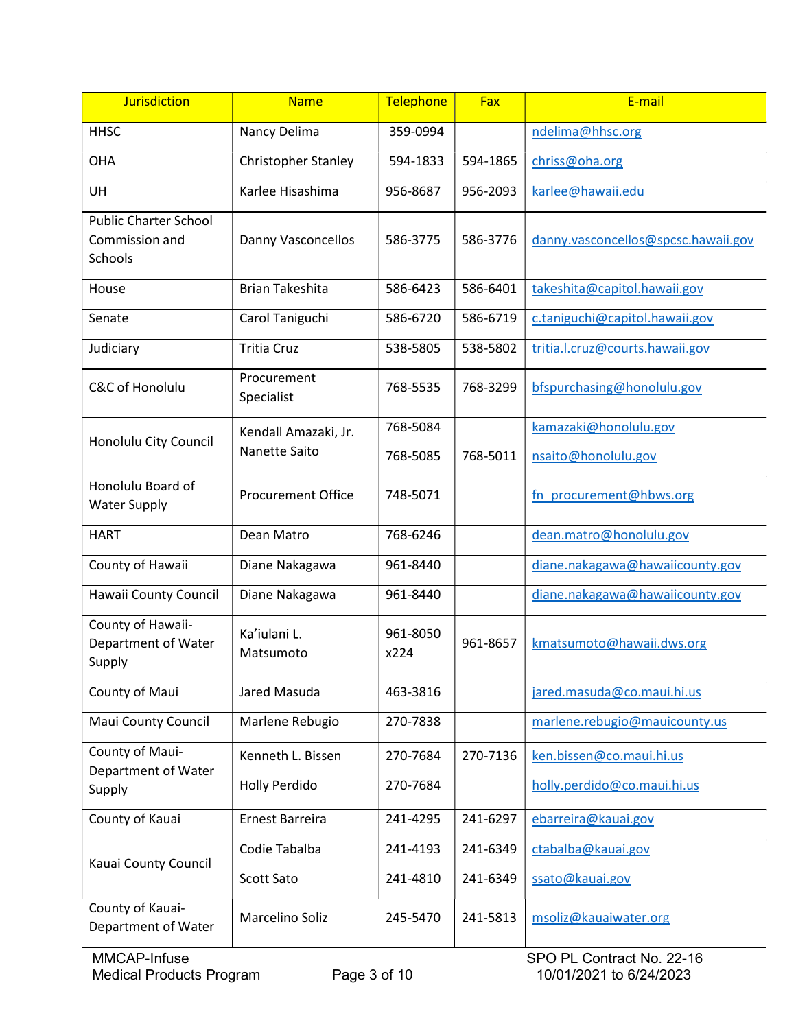| Jurisdiction | Name | Telephone | Fax | E-mail |
|---|---|---|---|---|
| HHSC | Nancy Delima | 359-0994 | | ndelima@hhsc.org |
| OHA | Christopher Stanley | 594-1833 | 594-1865 | chriss@oha.org |
| UH | Karlee Hisashima | 956-8687 | 956-2093 | karlee@hawaii.edu |
| Public Charter School Commission and Schools | Danny Vasconcellos | 586-3775 | 586-3776 | danny.vasconcellos@spcsc.hawaii.gov |
| House | Brian Takeshita | 586-6423 | 586-6401 | takeshita@capitol.hawaii.gov |
| Senate | Carol Taniguchi | 586-6720 | 586-6719 | c.taniguchi@capitol.hawaii.gov |
| Judiciary | Tritia Cruz | 538-5805 | 538-5802 | tritia.l.cruz@courts.hawaii.gov |
| C&C of Honolulu | Procurement Specialist | 768-5535 | 768-3299 | bfspurchasing@honolulu.gov |
| Honolulu City Council | Kendall Amazaki, Jr.<br>Nanette Saito | 768-5084<br>768-5085 | 768-5011 | kamazaki@honolulu.gov<br>nsaito@honolulu.gov |
| Honolulu Board of Water Supply | Procurement Office | 748-5071 | | fn_procurement@hbws.org |
| HART | Dean Matro | 768-6246 | | dean.matro@honolulu.gov |
| County of Hawaii | Diane Nakagawa | 961-8440 | | diane.nakagawa@hawaiicounty.gov |
| Hawaii County Council | Diane Nakagawa | 961-8440 | | diane.nakagawa@hawaiicounty.gov |
| County of Hawaii-Department of Water Supply | Ka'iulani L. Matsumoto | 961-8050 x224 | 961-8657 | kmatsumoto@hawaii.dws.org |
| County of Maui | Jared Masuda | 463-3816 | | jared.masuda@co.maui.hi.us |
| Maui County Council | Marlene Rebugio | 270-7838 | | marlene.rebugio@mauicounty.us |
| County of Maui-Department of Water Supply | Kenneth L. Bissen<br>Holly Perdido | 270-7684<br>270-7684 | 270-7136 | ken.bissen@co.maui.hi.us<br>holly.perdido@co.maui.hi.us |
| County of Kauai | Ernest Barreira | 241-4295 | 241-6297 | ebarreira@kauai.gov |
| Kauai County Council | Codie Tabalba<br>Scott Sato | 241-4193<br>241-4810 | 241-6349<br>241-6349 | ctabalba@kauai.gov<br>ssato@kauai.gov |
| County of Kauai-Department of Water | Marcelino Soliz | 245-5470 | 241-5813 | msoliz@kauaiwater.org |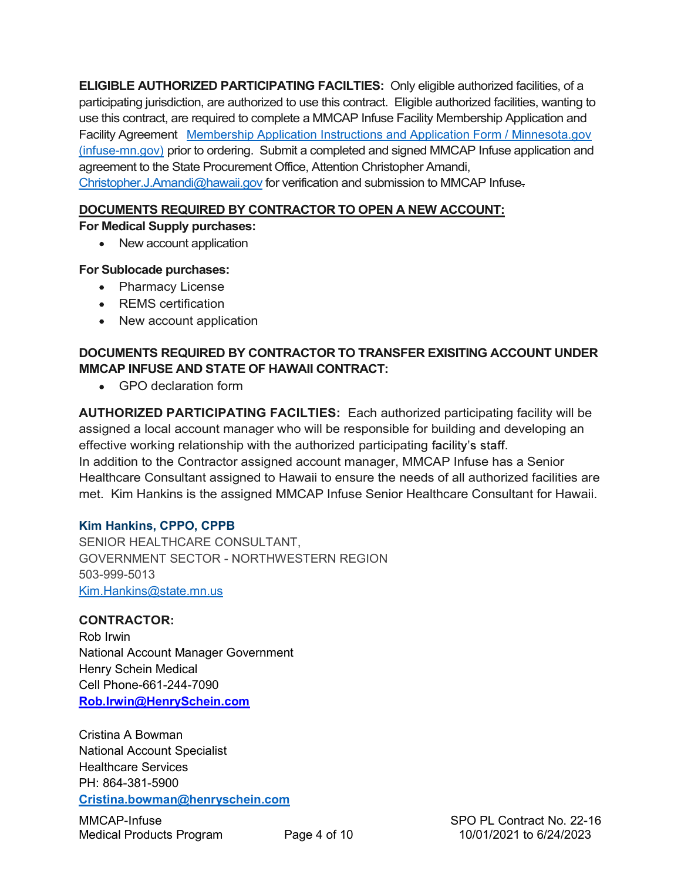**ELIGIBLE AUTHORIZED PARTICIPATING FACILTIES:** Only eligible authorized facilities, of a participating jurisdiction, are authorized to use this contract. Eligible authorized facilities, wanting to use this contract, are required to complete a MMCAP Infuse Facility Membership Application and Facility Agreement [Membership Application Instructions and Application Form / Minnesota.gov (infuse-mn.gov)](https://infuse-mn.gov) prior to ordering. Submit a completed and signed MMCAP Infuse application and agreement to the State Procurement Office, Attention Christopher Amandi, [Christopher.J.Amandi@hawaii.gov](mailto:Christopher.J.Amandi@hawaii.gov) for verification and submission to MMCAP Infuse.

**DOCUMENTS REQUIRED BY CONTRACTOR TO OPEN A NEW ACCOUNT:**

**For Medical Supply purchases:**

- New account application

**For Sublocade purchases:**

- Pharmacy License
- REMS certification
- New account application

**DOCUMENTS REQUIRED BY CONTRACTOR TO TRANSFER EXISITING ACCOUNT UNDER MMCAP INFUSE AND STATE OF HAWAII CONTRACT:**

- GPO declaration form

**AUTHORIZED PARTICIPATING FACILTIES:** Each authorized participating facility will be assigned a local account manager who will be responsible for building and developing an effective working relationship with the authorized participating facility's staff.
In addition to the Contractor assigned account manager, MMCAP Infuse has a Senior Healthcare Consultant assigned to Hawaii to ensure the needs of all authorized facilities are met. Kim Hankins is the assigned MMCAP Infuse Senior Healthcare Consultant for Hawaii.

**Kim Hankins, CPPO, CPPB**
SENIOR HEALTHCARE CONSULTANT,
GOVERNMENT SECTOR - NORTHWESTERN REGION
503-999-5013
[Kim.Hankins@state.mn.us](mailto:Kim.Hankins@state.mn.us)

**CONTRACTOR:**
Rob Irwin
National Account Manager Government
Henry Schein Medical
Cell Phone-661-244-7090
**[Rob.Irwin@HenrySchein.com](mailto:Rob.Irwin@HenrySchein.com)**

Cristina A Bowman
National Account Specialist
Healthcare Services
PH: 864-381-5900
**[Cristina.bowman@henryschein.com](mailto:Cristina.bowman@henryschein.com)**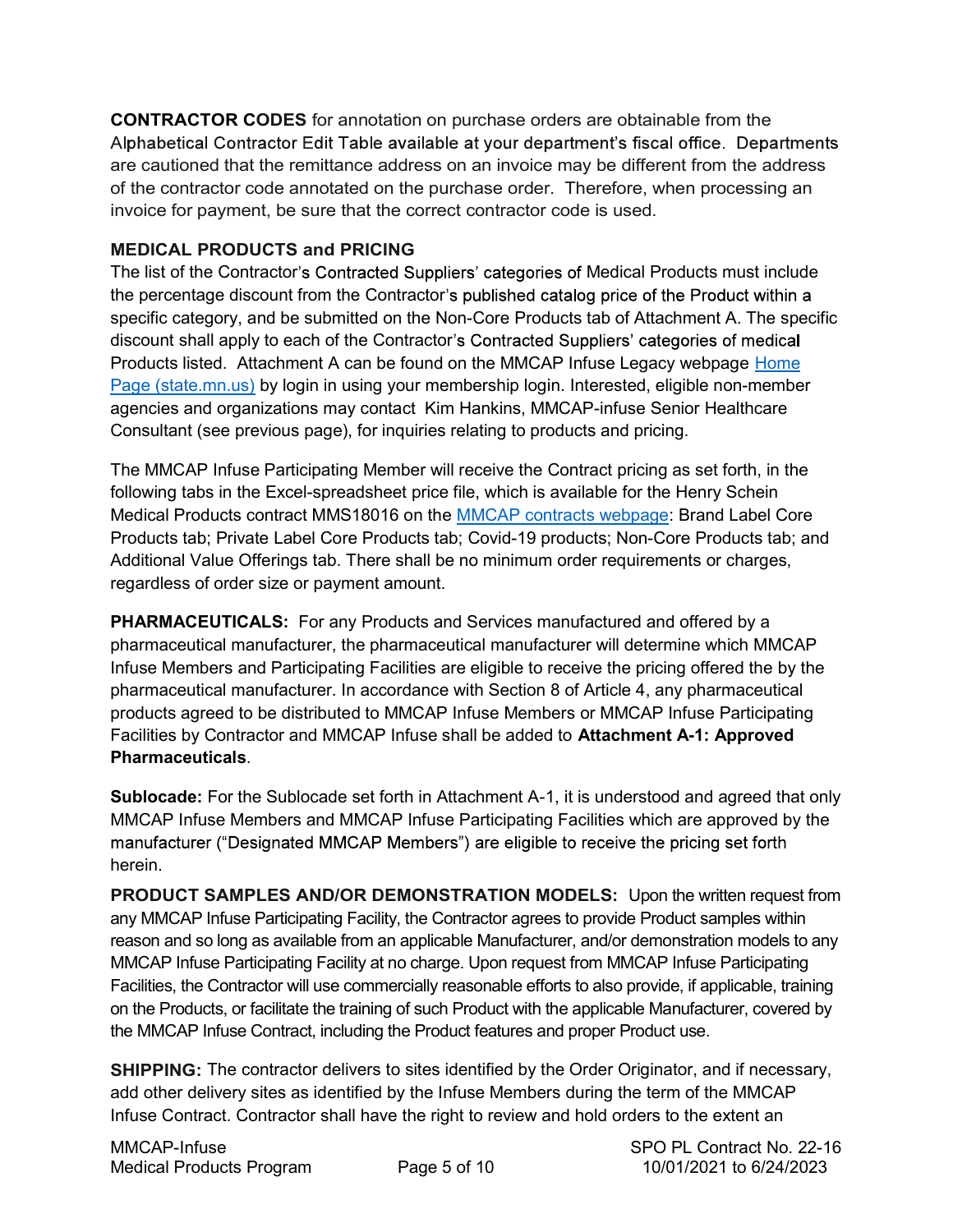**CONTRACTOR CODES** for annotation on purchase orders are obtainable from the Alphabetical Contractor Edit Table available at your department's fiscal office. Departments are cautioned that the remittance address on an invoice may be different from the address of the contractor code annotated on the purchase order. Therefore, when processing an invoice for payment, be sure that the correct contractor code is used.

**MEDICAL PRODUCTS and PRICING**

The list of the Contractor's Contracted Suppliers' categories of Medical Products must include the percentage discount from the Contractor's published catalog price of the Product within a specific category, and be submitted on the Non-Core Products tab of Attachment A. The specific discount shall apply to each of the Contractor's Contracted Suppliers' categories of medical Products listed. Attachment A can be found on the MMCAP Infuse Legacy webpage [Home Page (state.mn.us)](state.mn.us) by login in using your membership login. Interested, eligible non-member agencies and organizations may contact Kim Hankins, MMCAP-infuse Senior Healthcare Consultant (see previous page), for inquiries relating to products and pricing.

The MMCAP Infuse Participating Member will receive the Contract pricing as set forth, in the following tabs in the Excel-spreadsheet price file, which is available for the Henry Schein Medical Products contract MMS18016 on the MMCAP contracts webpage: Brand Label Core Products tab; Private Label Core Products tab; Covid-19 products; Non-Core Products tab; and Additional Value Offerings tab. There shall be no minimum order requirements or charges, regardless of order size or payment amount.

**PHARMACEUTICALS:** For any Products and Services manufactured and offered by a pharmaceutical manufacturer, the pharmaceutical manufacturer will determine which MMCAP Infuse Members and Participating Facilities are eligible to receive the pricing offered the by the pharmaceutical manufacturer. In accordance with Section 8 of Article 4, any pharmaceutical products agreed to be distributed to MMCAP Infuse Members or MMCAP Infuse Participating Facilities by Contractor and MMCAP Infuse shall be added to **Attachment A-1: Approved Pharmaceuticals**.

**Sublocade:** For the Sublocade set forth in Attachment A-1, it is understood and agreed that only MMCAP Infuse Members and MMCAP Infuse Participating Facilities which are approved by the manufacturer ("Designated MMCAP Members") are eligible to receive the pricing set forth herein.

**PRODUCT SAMPLES AND/OR DEMONSTRATION MODELS:** Upon the written request from any MMCAP Infuse Participating Facility, the Contractor agrees to provide Product samples within reason and so long as available from an applicable Manufacturer, and/or demonstration models to any MMCAP Infuse Participating Facility at no charge. Upon request from MMCAP Infuse Participating Facilities, the Contractor will use commercially reasonable efforts to also provide, if applicable, training on the Products, or facilitate the training of such Product with the applicable Manufacturer, covered by the MMCAP Infuse Contract, including the Product features and proper Product use.

**SHIPPING:** The contractor delivers to sites identified by the Order Originator, and if necessary, add other delivery sites as identified by the Infuse Members during the term of the MMCAP Infuse Contract. Contractor shall have the right to review and hold orders to the extent an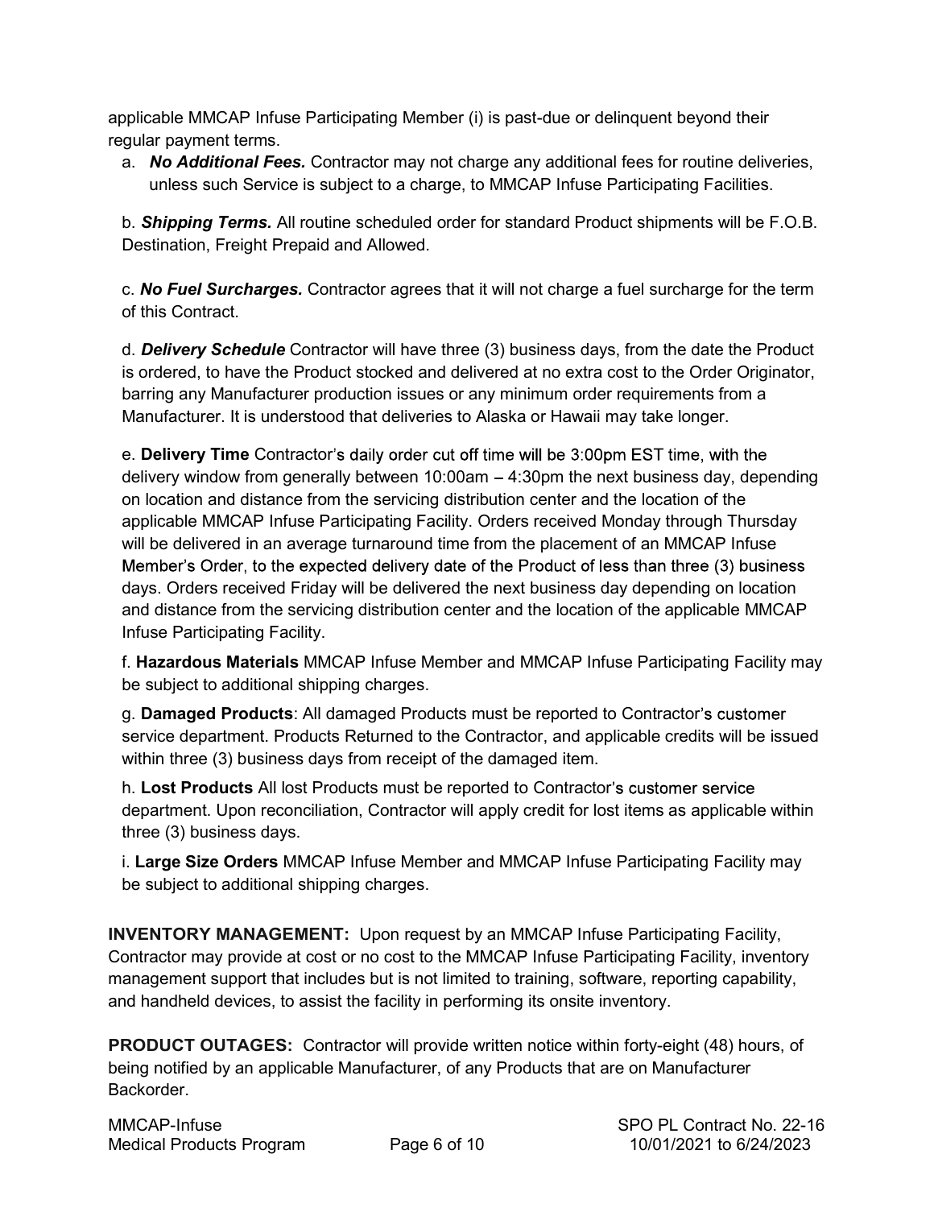applicable MMCAP Infuse Participating Member (i) is past-due or delinquent beyond their regular payment terms.

a. ***No Additional Fees.*** Contractor may not charge any additional fees for routine deliveries, unless such Service is subject to a charge, to MMCAP Infuse Participating Facilities.

b. ***Shipping Terms.*** All routine scheduled order for standard Product shipments will be F.O.B. Destination, Freight Prepaid and Allowed.

c. ***No Fuel Surcharges.*** Contractor agrees that it will not charge a fuel surcharge for the term of this Contract.

d. ***Delivery Schedule*** Contractor will have three (3) business days, from the date the Product is ordered, to have the Product stocked and delivered at no extra cost to the Order Originator, barring any Manufacturer production issues or any minimum order requirements from a Manufacturer. It is understood that deliveries to Alaska or Hawaii may take longer.

e. **Delivery Time** Contractor's daily order cut off time will be 3:00pm EST time, with the delivery window from generally between 10:00am – 4:30pm the next business day, depending on location and distance from the servicing distribution center and the location of the applicable MMCAP Infuse Participating Facility. Orders received Monday through Thursday will be delivered in an average turnaround time from the placement of an MMCAP Infuse Member's Order, to the expected delivery date of the Product of less than three (3) business days. Orders received Friday will be delivered the next business day depending on location and distance from the servicing distribution center and the location of the applicable MMCAP Infuse Participating Facility.

f. **Hazardous Materials** MMCAP Infuse Member and MMCAP Infuse Participating Facility may be subject to additional shipping charges.

g. **Damaged Products**: All damaged Products must be reported to Contractor's customer service department. Products Returned to the Contractor, and applicable credits will be issued within three (3) business days from receipt of the damaged item.

h. **Lost Products** All lost Products must be reported to Contractor's customer service department. Upon reconciliation, Contractor will apply credit for lost items as applicable within three (3) business days.

i. **Large Size Orders** MMCAP Infuse Member and MMCAP Infuse Participating Facility may be subject to additional shipping charges.

**INVENTORY MANAGEMENT:** Upon request by an MMCAP Infuse Participating Facility, Contractor may provide at cost or no cost to the MMCAP Infuse Participating Facility, inventory management support that includes but is not limited to training, software, reporting capability, and handheld devices, to assist the facility in performing its onsite inventory.

**PRODUCT OUTAGES:** Contractor will provide written notice within forty-eight (48) hours, of being notified by an applicable Manufacturer, of any Products that are on Manufacturer Backorder.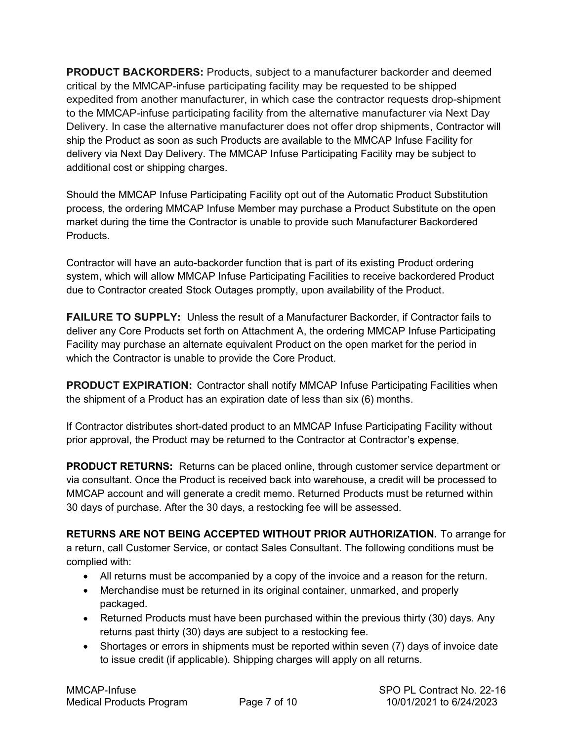**PRODUCT BACKORDERS:** Products, subject to a manufacturer backorder and deemed critical by the MMCAP-infuse participating facility may be requested to be shipped expedited from another manufacturer, in which case the contractor requests drop-shipment to the MMCAP-infuse participating facility from the alternative manufacturer via Next Day Delivery. In case the alternative manufacturer does not offer drop shipments, Contractor will ship the Product as soon as such Products are available to the MMCAP Infuse Facility for delivery via Next Day Delivery. The MMCAP Infuse Participating Facility may be subject to additional cost or shipping charges.

Should the MMCAP Infuse Participating Facility opt out of the Automatic Product Substitution process, the ordering MMCAP Infuse Member may purchase a Product Substitute on the open market during the time the Contractor is unable to provide such Manufacturer Backordered Products.

Contractor will have an auto-backorder function that is part of its existing Product ordering system, which will allow MMCAP Infuse Participating Facilities to receive backordered Product due to Contractor created Stock Outages promptly, upon availability of the Product.

**FAILURE TO SUPPLY:** Unless the result of a Manufacturer Backorder, if Contractor fails to deliver any Core Products set forth on Attachment A, the ordering MMCAP Infuse Participating Facility may purchase an alternate equivalent Product on the open market for the period in which the Contractor is unable to provide the Core Product.

**PRODUCT EXPIRATION:** Contractor shall notify MMCAP Infuse Participating Facilities when the shipment of a Product has an expiration date of less than six (6) months.

If Contractor distributes short-dated product to an MMCAP Infuse Participating Facility without prior approval, the Product may be returned to the Contractor at Contractor's expense.

**PRODUCT RETURNS:** Returns can be placed online, through customer service department or via consultant. Once the Product is received back into warehouse, a credit will be processed to MMCAP account and will generate a credit memo. Returned Products must be returned within 30 days of purchase. After the 30 days, a restocking fee will be assessed.

**RETURNS ARE NOT BEING ACCEPTED WITHOUT PRIOR AUTHORIZATION.** To arrange for a return, call Customer Service, or contact Sales Consultant. The following conditions must be complied with:

- All returns must be accompanied by a copy of the invoice and a reason for the return.
- Merchandise must be returned in its original container, unmarked, and properly packaged.
- Returned Products must have been purchased within the previous thirty (30) days. Any returns past thirty (30) days are subject to a restocking fee.
- Shortages or errors in shipments must be reported within seven (7) days of invoice date to issue credit (if applicable). Shipping charges will apply on all returns.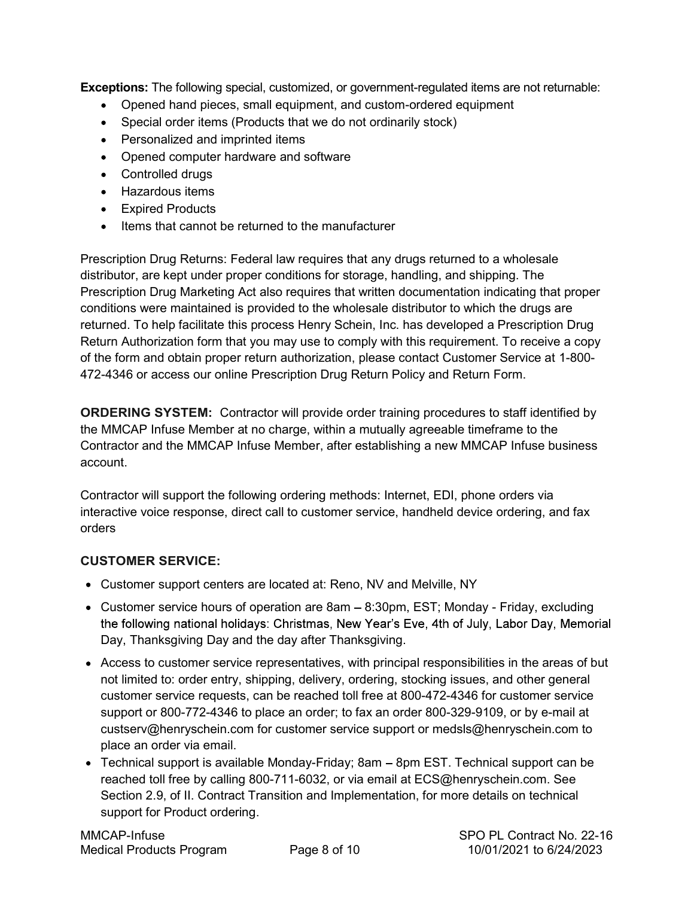**Exceptions:** The following special, customized, or government-regulated items are not returnable:

- Opened hand pieces, small equipment, and custom-ordered equipment
- Special order items (Products that we do not ordinarily stock)
- Personalized and imprinted items
- Opened computer hardware and software
- Controlled drugs
- Hazardous items
- Expired Products
- Items that cannot be returned to the manufacturer

Prescription Drug Returns: Federal law requires that any drugs returned to a wholesale distributor, are kept under proper conditions for storage, handling, and shipping. The Prescription Drug Marketing Act also requires that written documentation indicating that proper conditions were maintained is provided to the wholesale distributor to which the drugs are returned. To help facilitate this process Henry Schein, Inc. has developed a Prescription Drug Return Authorization form that you may use to comply with this requirement. To receive a copy of the form and obtain proper return authorization, please contact Customer Service at 1-800-472-4346 or access our online Prescription Drug Return Policy and Return Form.

**ORDERING SYSTEM:** Contractor will provide order training procedures to staff identified by the MMCAP Infuse Member at no charge, within a mutually agreeable timeframe to the Contractor and the MMCAP Infuse Member, after establishing a new MMCAP Infuse business account.

Contractor will support the following ordering methods: Internet, EDI, phone orders via interactive voice response, direct call to customer service, handheld device ordering, and fax orders

**CUSTOMER SERVICE:**

- Customer support centers are located at: Reno, NV and Melville, NY
- Customer service hours of operation are 8am – 8:30pm, EST; Monday - Friday, excluding the following national holidays: Christmas, New Year's Eve, 4th of July, Labor Day, Memorial Day, Thanksgiving Day and the day after Thanksgiving.
- Access to customer service representatives, with principal responsibilities in the areas of but not limited to: order entry, shipping, delivery, ordering, stocking issues, and other general customer service requests, can be reached toll free at 800-472-4346 for customer service support or 800-772-4346 to place an order; to fax an order 800-329-9109, or by e-mail at custserv@henryschein.com for customer service support or medsls@henryschein.com to place an order via email.
- Technical support is available Monday-Friday; 8am – 8pm EST. Technical support can be reached toll free by calling 800-711-6032, or via email at ECS@henryschein.com. See Section 2.9, of II. Contract Transition and Implementation, for more details on technical support for Product ordering.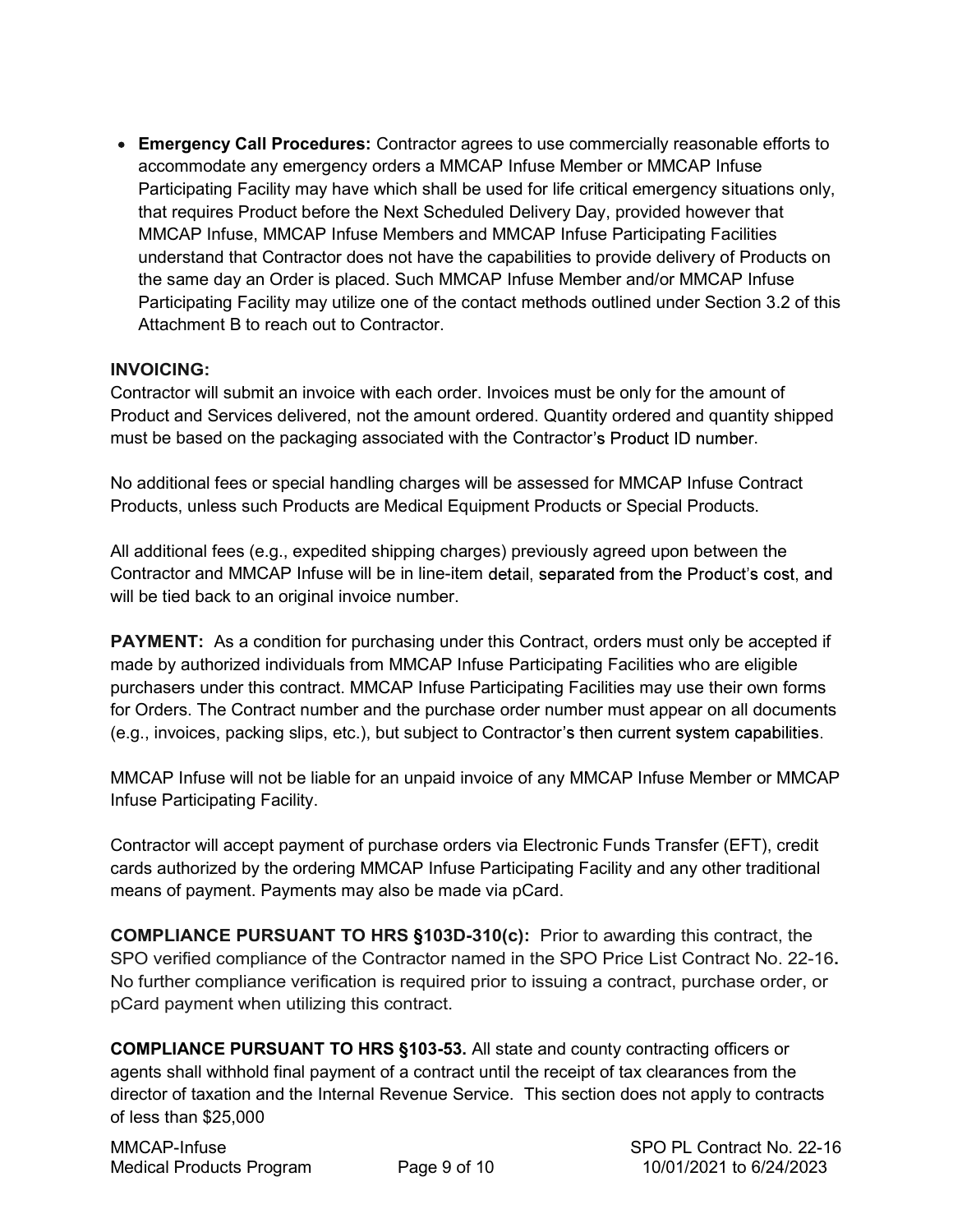- **Emergency Call Procedures:** Contractor agrees to use commercially reasonable efforts to accommodate any emergency orders a MMCAP Infuse Member or MMCAP Infuse Participating Facility may have which shall be used for life critical emergency situations only, that requires Product before the Next Scheduled Delivery Day, provided however that MMCAP Infuse, MMCAP Infuse Members and MMCAP Infuse Participating Facilities understand that Contractor does not have the capabilities to provide delivery of Products on the same day an Order is placed. Such MMCAP Infuse Member and/or MMCAP Infuse Participating Facility may utilize one of the contact methods outlined under Section 3.2 of this Attachment B to reach out to Contractor.

**INVOICING:**
Contractor will submit an invoice with each order. Invoices must be only for the amount of Product and Services delivered, not the amount ordered. Quantity ordered and quantity shipped must be based on the packaging associated with the Contractor's Product ID number.

No additional fees or special handling charges will be assessed for MMCAP Infuse Contract Products, unless such Products are Medical Equipment Products or Special Products.

All additional fees (e.g., expedited shipping charges) previously agreed upon between the Contractor and MMCAP Infuse will be in line-item detail, separated from the Product's cost, and will be tied back to an original invoice number.

**PAYMENT:** As a condition for purchasing under this Contract, orders must only be accepted if made by authorized individuals from MMCAP Infuse Participating Facilities who are eligible purchasers under this contract. MMCAP Infuse Participating Facilities may use their own forms for Orders. The Contract number and the purchase order number must appear on all documents (e.g., invoices, packing slips, etc.), but subject to Contractor's then current system capabilities.

MMCAP Infuse will not be liable for an unpaid invoice of any MMCAP Infuse Member or MMCAP Infuse Participating Facility.

Contractor will accept payment of purchase orders via Electronic Funds Transfer (EFT), credit cards authorized by the ordering MMCAP Infuse Participating Facility and any other traditional means of payment. Payments may also be made via pCard.

**COMPLIANCE PURSUANT TO HRS §103D-310(c):** Prior to awarding this contract, the SPO verified compliance of the Contractor named in the SPO Price List Contract No. 22-16**.** No further compliance verification is required prior to issuing a contract, purchase order, or pCard payment when utilizing this contract.

**COMPLIANCE PURSUANT TO HRS §103-53.** All state and county contracting officers or agents shall withhold final payment of a contract until the receipt of tax clearances from the director of taxation and the Internal Revenue Service. This section does not apply to contracts of less than $25,000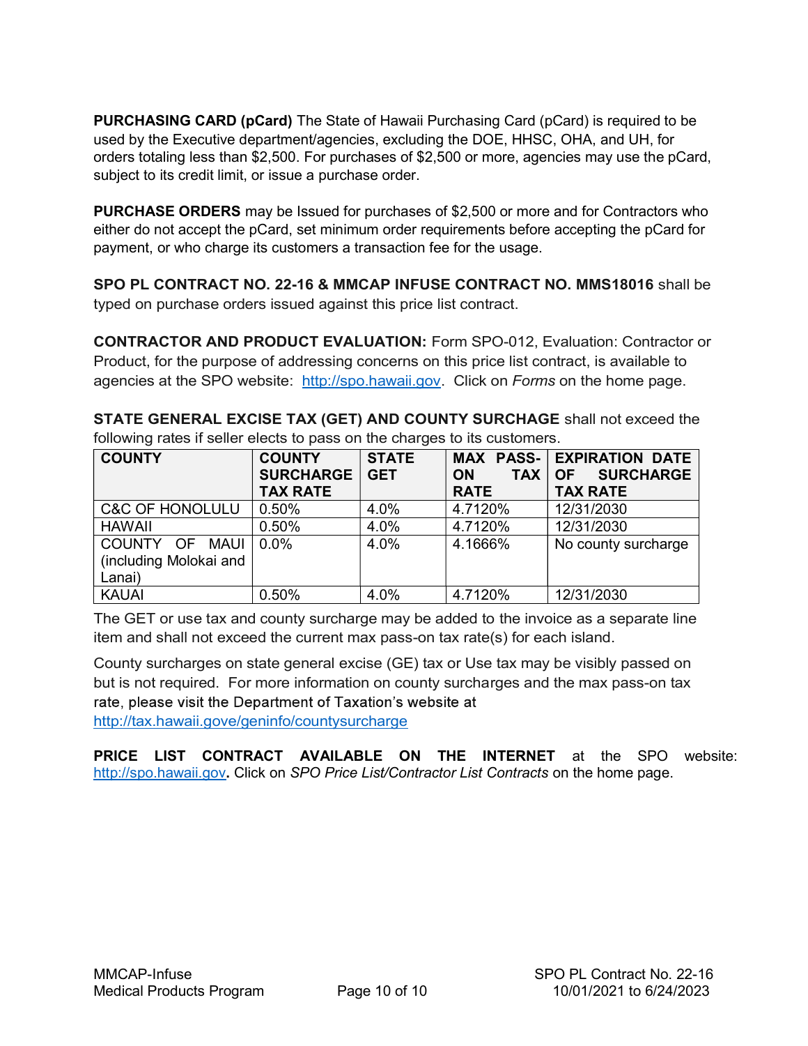**PURCHASING CARD (pCard)** The State of Hawaii Purchasing Card (pCard) is required to be used by the Executive department/agencies, excluding the DOE, HHSC, OHA, and UH, for orders totaling less than $2,500. For purchases of $2,500 or more, agencies may use the pCard, subject to its credit limit, or issue a purchase order.

**PURCHASE ORDERS** may be Issued for purchases of $2,500 or more and for Contractors who either do not accept the pCard, set minimum order requirements before accepting the pCard for payment, or who charge its customers a transaction fee for the usage.

**SPO PL CONTRACT NO. 22-16 & MMCAP INFUSE CONTRACT NO. MMS18016** shall be typed on purchase orders issued against this price list contract.

**CONTRACTOR AND PRODUCT EVALUATION:** Form SPO-012, Evaluation: Contractor or Product, for the purpose of addressing concerns on this price list contract, is available to agencies at the SPO website: http://spo.hawaii.gov. Click on *Forms* on the home page.

**STATE GENERAL EXCISE TAX (GET) AND COUNTY SURCHAGE** shall not exceed the following rates if seller elects to pass on the charges to its customers.

| COUNTY | COUNTY SURCHARGE TAX RATE | STATE GET | MAX PASS-ON TAX RATE | EXPIRATION DATE OF SURCHARGE TAX RATE |
|---|---|---|---|---|
| C&C OF HONOLULU | 0.50% | 4.0% | 4.7120% | 12/31/2030 |
| HAWAII | 0.50% | 4.0% | 4.7120% | 12/31/2030 |
| COUNTY OF MAUI (including Molokai and Lanai) | 0.0% | 4.0% | 4.1666% | No county surcharge |
| KAUAI | 0.50% | 4.0% | 4.7120% | 12/31/2030 |

The GET or use tax and county surcharge may be added to the invoice as a separate line item and shall not exceed the current max pass-on tax rate(s) for each island.

County surcharges on state general excise (GE) tax or Use tax may be visibly passed on but is not required. For more information on county surcharges and the max pass-on tax rate, please visit the Department of Taxation's website at http://tax.hawaii.gove/geninfo/countysurcharge

**PRICE LIST CONTRACT AVAILABLE ON THE INTERNET** at the SPO website: http://spo.hawaii.gov. Click on *SPO Price List/Contractor List Contracts* on the home page.